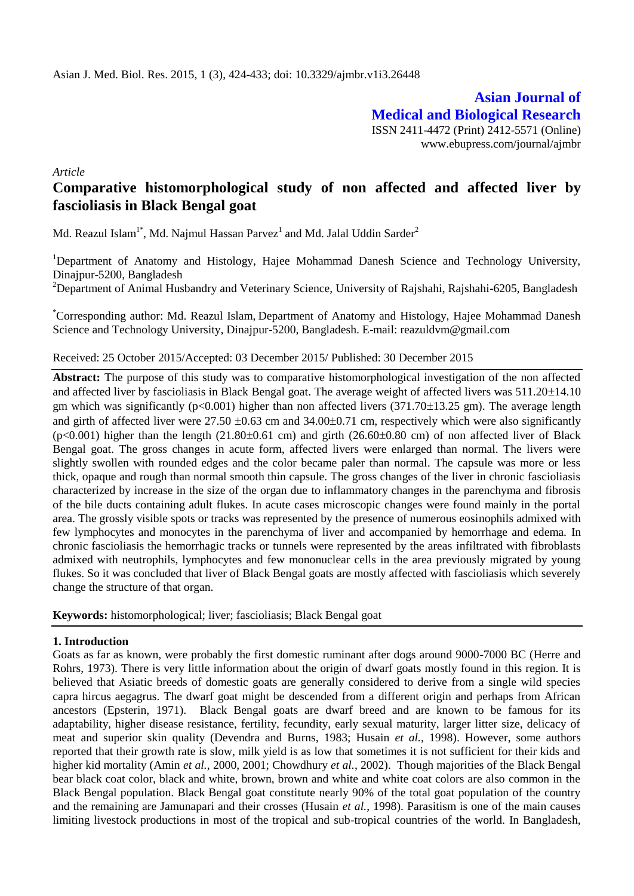Asian J. Med. Biol. Res. 2015, 1 (3), 424-433; doi: 10.3329/ajmbr.v1i3.26448

**Asian Journal of Medical and Biological Research**

ISSN 2411-4472 (Print) 2412-5571 (Online)
www.ebupress.com/journal/ajmbr

*Article*

# Comparative histomorphological study of non affected and affected liver by fascioliasis in Black Bengal goat

Md. Reazul Islam[1*], Md. Najmul Hassan Parvez[1] and Md. Jalal Uddin Sarder[2]

[1]Department of Anatomy and Histology, Hajee Mohammad Danesh Science and Technology University, Dinajpur-5200, Bangladesh

[2]Department of Animal Husbandry and Veterinary Science, University of Rajshahi, Rajshahi-6205, Bangladesh

[*]Corresponding author: Md. Reazul Islam, Department of Anatomy and Histology, Hajee Mohammad Danesh Science and Technology University, Dinajpur-5200, Bangladesh. E-mail: reazuldvm@gmail.com

Received: 25 October 2015/Accepted: 03 December 2015/ Published: 30 December 2015

**Abstract:** The purpose of this study was to comparative histomorphological investigation of the non affected and affected liver by fascioliasis in Black Bengal goat. The average weight of affected livers was 511.20±14.10 gm which was significantly ($p<0.001$) higher than non affected livers (371.70±13.25 gm). The average length and girth of affected liver were 27.50 ±0.63 cm and 34.00±0.71 cm, respectively which were also significantly ($p<0.001$) higher than the length (21.80±0.61 cm) and girth (26.60±0.80 cm) of non affected liver of Black Bengal goat. The gross changes in acute form, affected livers were enlarged than normal. The livers were slightly swollen with rounded edges and the color became paler than normal. The capsule was more or less thick, opaque and rough than normal smooth thin capsule. The gross changes of the liver in chronic fascioliasis characterized by increase in the size of the organ due to inflammatory changes in the parenchyma and fibrosis of the bile ducts containing adult flukes. In acute cases microscopic changes were found mainly in the portal area. The grossly visible spots or tracks was represented by the presence of numerous eosinophils admixed with few lymphocytes and monocytes in the parenchyma of liver and accompanied by hemorrhage and edema. In chronic fascioliasis the hemorrhagic tracks or tunnels were represented by the areas infiltrated with fibroblasts admixed with neutrophils, lymphocytes and few mononuclear cells in the area previously migrated by young flukes. So it was concluded that liver of Black Bengal goats are mostly affected with fascioliasis which severely change the structure of that organ.

**Keywords:** histomorphological; liver; fascioliasis; Black Bengal goat

## 1. Introduction

Goats as far as known, were probably the first domestic ruminant after dogs around 9000-7000 BC (Herre and Rohrs, 1973). There is very little information about the origin of dwarf goats mostly found in this region. It is believed that Asiatic breeds of domestic goats are generally considered to derive from a single wild species capra hircus aegagrus. The dwarf goat might be descended from a different origin and perhaps from African ancestors (Epsterin, 1971). Black Bengal goats are dwarf breed and are known to be famous for its adaptability, higher disease resistance, fertility, fecundity, early sexual maturity, larger litter size, delicacy of meat and superior skin quality (Devendra and Burns, 1983; Husain *et al.*, 1998). However, some authors reported that their growth rate is slow, milk yield is as low that sometimes it is not sufficient for their kids and higher kid mortality (Amin *et al.*, 2000, 2001; Chowdhury *et al.*, 2002). Though majorities of the Black Bengal bear black coat color, black and white, brown, brown and white and white coat colors are also common in the Black Bengal population. Black Bengal goat constitute nearly 90% of the total goat population of the country and the remaining are Jamunapari and their crosses (Husain *et al.*, 1998). Parasitism is one of the main causes limiting livestock productions in most of the tropical and sub-tropical countries of the world. In Bangladesh,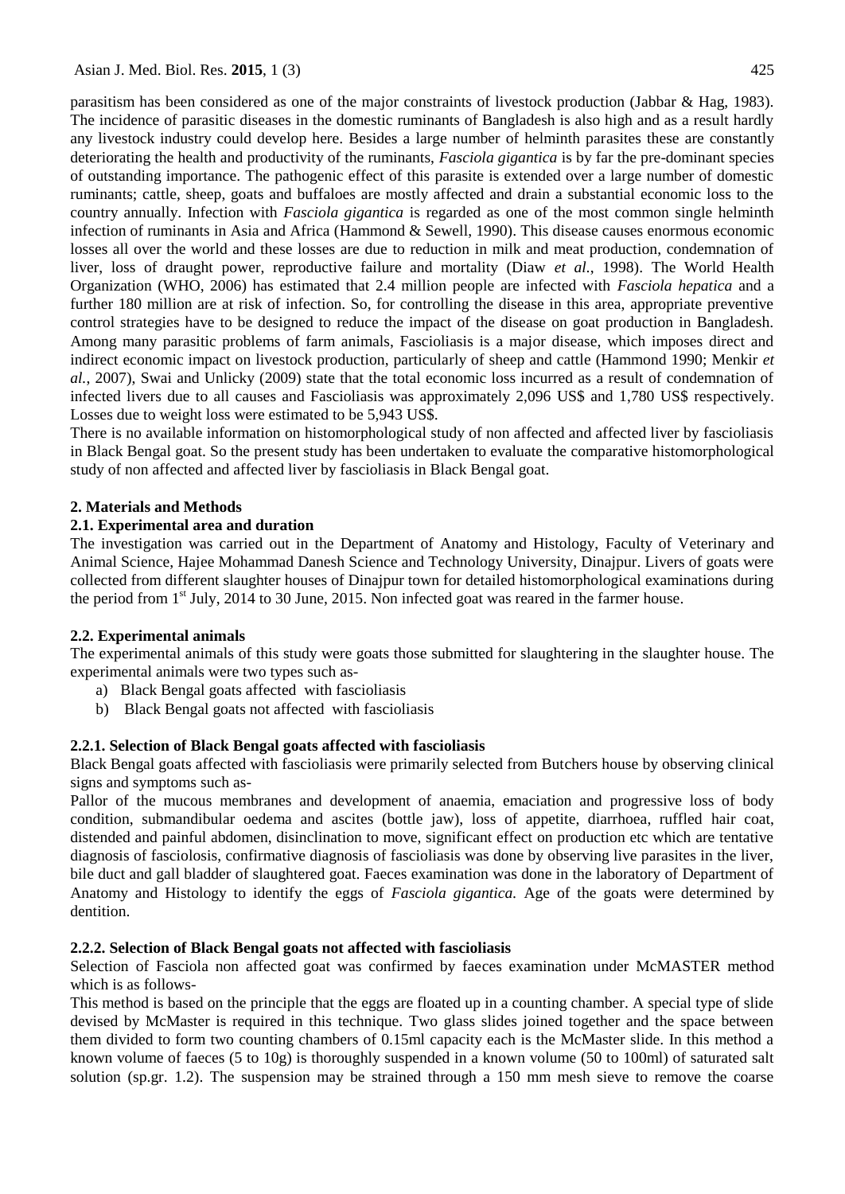parasitism has been considered as one of the major constraints of livestock production (Jabbar & Hag, 1983). The incidence of parasitic diseases in the domestic ruminants of Bangladesh is also high and as a result hardly any livestock industry could develop here. Besides a large number of helminth parasites these are constantly deteriorating the health and productivity of the ruminants, *Fasciola gigantica* is by far the pre-dominant species of outstanding importance. The pathogenic effect of this parasite is extended over a large number of domestic ruminants; cattle, sheep, goats and buffaloes are mostly affected and drain a substantial economic loss to the country annually. Infection with *Fasciola gigantica* is regarded as one of the most common single helminth infection of ruminants in Asia and Africa (Hammond & Sewell, 1990). This disease causes enormous economic losses all over the world and these losses are due to reduction in milk and meat production, condemnation of liver, loss of draught power, reproductive failure and mortality (Diaw *et al.*, 1998). The World Health Organization (WHO, 2006) has estimated that 2.4 million people are infected with *Fasciola hepatica* and a further 180 million are at risk of infection. So, for controlling the disease in this area, appropriate preventive control strategies have to be designed to reduce the impact of the disease on goat production in Bangladesh. Among many parasitic problems of farm animals, Fascioliasis is a major disease, which imposes direct and indirect economic impact on livestock production, particularly of sheep and cattle (Hammond 1990; Menkir *et al.*, 2007), Swai and Unlicky (2009) state that the total economic loss incurred as a result of condemnation of infected livers due to all causes and Fascioliasis was approximately 2,096 US$ and 1,780 US$ respectively. Losses due to weight loss were estimated to be 5,943 US$.

There is no available information on histomorphological study of non affected and affected liver by fascioliasis in Black Bengal goat. So the present study has been undertaken to evaluate the comparative histomorphological study of non affected and affected liver by fascioliasis in Black Bengal goat.

## 2. Materials and Methods

### 2.1. Experimental area and duration

The investigation was carried out in the Department of Anatomy and Histology, Faculty of Veterinary and Animal Science, Hajee Mohammad Danesh Science and Technology University, Dinajpur. Livers of goats were collected from different slaughter houses of Dinajpur town for detailed histomorphological examinations during the period from 1st July, 2014 to 30 June, 2015. Non infected goat was reared in the farmer house.

### 2.2. Experimental animals

The experimental animals of this study were goats those submitted for slaughtering in the slaughter house. The experimental animals were two types such as-

a) Black Bengal goats affected with fascioliasis
b) Black Bengal goats not affected with fascioliasis

#### 2.2.1. Selection of Black Bengal goats affected with fascioliasis

Black Bengal goats affected with fascioliasis were primarily selected from Butchers house by observing clinical signs and symptoms such as-

Pallor of the mucous membranes and development of anaemia, emaciation and progressive loss of body condition, submandibular oedema and ascites (bottle jaw), loss of appetite, diarrhoea, ruffled hair coat, distended and painful abdomen, disinclination to move, significant effect on production etc which are tentative diagnosis of fasciolosis, confirmative diagnosis of fascioliasis was done by observing live parasites in the liver, bile duct and gall bladder of slaughtered goat. Faeces examination was done in the laboratory of Department of Anatomy and Histology to identify the eggs of *Fasciola gigantica*. Age of the goats were determined by dentition.

#### 2.2.2. Selection of Black Bengal goats not affected with fascioliasis

Selection of Fasciola non affected goat was confirmed by faeces examination under McMASTER method which is as follows-

This method is based on the principle that the eggs are floated up in a counting chamber. A special type of slide devised by McMaster is required in this technique. Two glass slides joined together and the space between them divided to form two counting chambers of 0.15ml capacity each is the McMaster slide. In this method a known volume of faeces (5 to 10g) is thoroughly suspended in a known volume (50 to 100ml) of saturated salt solution (sp.gr. 1.2). The suspension may be strained through a 150 mm mesh sieve to remove the coarse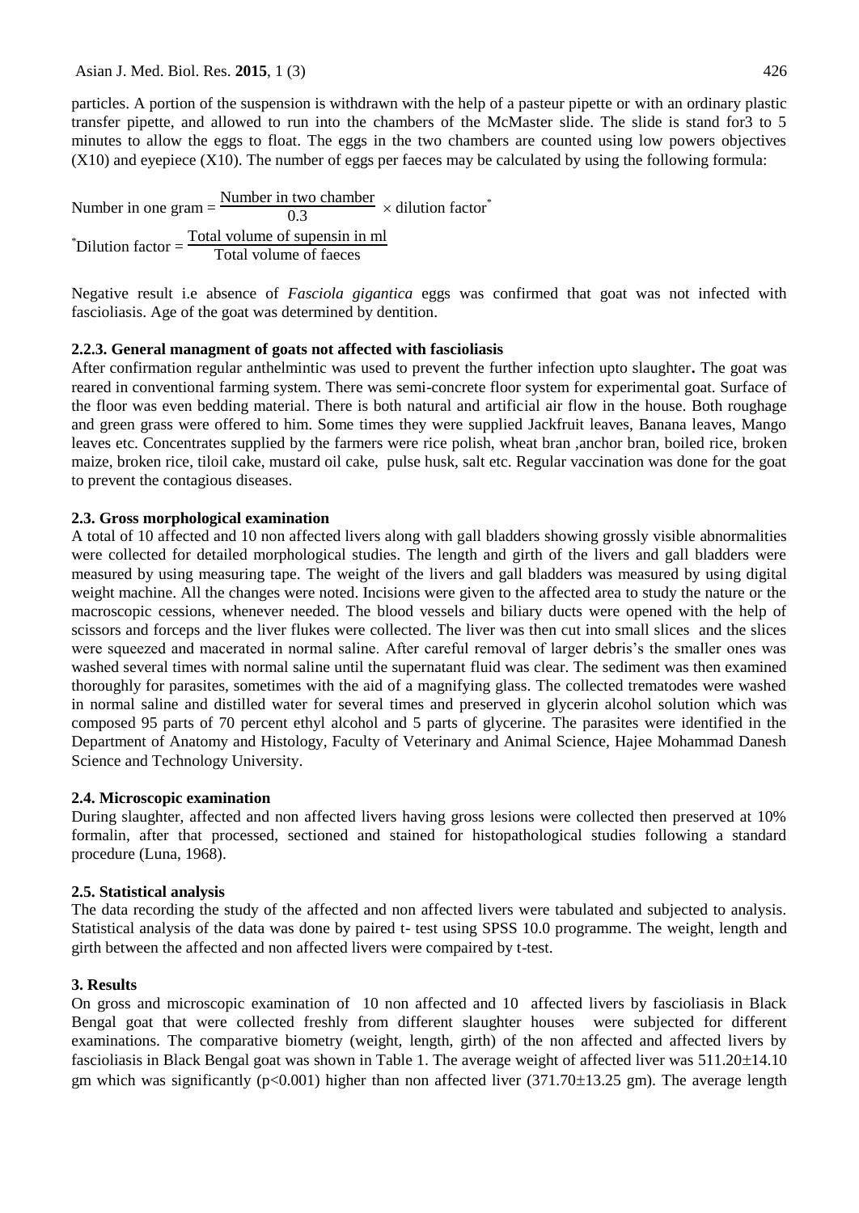particles. A portion of the suspension is withdrawn with the help of a pasteur pipette or with an ordinary plastic transfer pipette, and allowed to run into the chambers of the McMaster slide. The slide is stand for3 to 5 minutes to allow the eggs to float. The eggs in the two chambers are counted using low powers objectives (X10) and eyepiece (X10). The number of eggs per faeces may be calculated by using the following formula:

$$\text{Number in one gram} = \frac{\text{Number in two chamber}}{0.3} \times \text{dilution factor}^{*}$$

$$^{*}\text{Dilution factor} = \frac{\text{Total volume of supensin in ml}}{\text{Total volume of faeces}}$$

Negative result i.e absence of *Fasciola gigantica* eggs was confirmed that goat was not infected with fascioliasis. Age of the goat was determined by dentition.

### 2.2.3. General managment of goats not affected with fascioliasis

After confirmation regular anthelmintic was used to prevent the further infection upto slaughter**.** The goat was reared in conventional farming system. There was semi-concrete floor system for experimental goat. Surface of the floor was even bedding material. There is both natural and artificial air flow in the house. Both roughage and green grass were offered to him. Some times they were supplied Jackfruit leaves, Banana leaves, Mango leaves etc. Concentrates supplied by the farmers were rice polish, wheat bran ,anchor bran, boiled rice, broken maize, broken rice, tiloil cake, mustard oil cake, pulse husk, salt etc. Regular vaccination was done for the goat to prevent the contagious diseases.

### 2.3. Gross morphological examination

A total of 10 affected and 10 non affected livers along with gall bladders showing grossly visible abnormalities were collected for detailed morphological studies. The length and girth of the livers and gall bladders were measured by using measuring tape. The weight of the livers and gall bladders was measured by using digital weight machine. All the changes were noted. Incisions were given to the affected area to study the nature or the macroscopic cessions, whenever needed. The blood vessels and biliary ducts were opened with the help of scissors and forceps and the liver flukes were collected. The liver was then cut into small slices and the slices were squeezed and macerated in normal saline. After careful removal of larger debris's the smaller ones was washed several times with normal saline until the supernatant fluid was clear. The sediment was then examined thoroughly for parasites, sometimes with the aid of a magnifying glass. The collected trematodes were washed in normal saline and distilled water for several times and preserved in glycerin alcohol solution which was composed 95 parts of 70 percent ethyl alcohol and 5 parts of glycerine. The parasites were identified in the Department of Anatomy and Histology, Faculty of Veterinary and Animal Science, Hajee Mohammad Danesh Science and Technology University.

### 2.4. Microscopic examination

During slaughter, affected and non affected livers having gross lesions were collected then preserved at 10% formalin, after that processed, sectioned and stained for histopathological studies following a standard procedure (Luna, 1968).

### 2.5. Statistical analysis

The data recording the study of the affected and non affected livers were tabulated and subjected to analysis. Statistical analysis of the data was done by paired t- test using SPSS 10.0 programme. The weight, length and girth between the affected and non affected livers were compaired by t-test.

## 3. Results

On gross and microscopic examination of 10 non affected and 10 affected livers by fascioliasis in Black Bengal goat that were collected freshly from different slaughter houses were subjected for different examinations. The comparative biometry (weight, length, girth) of the non affected and affected livers by fascioliasis in Black Bengal goat was shown in Table 1. The average weight of affected liver was 511.20±14.10 gm which was significantly ($p<0.001$) higher than non affected liver (371.70±13.25 gm). The average length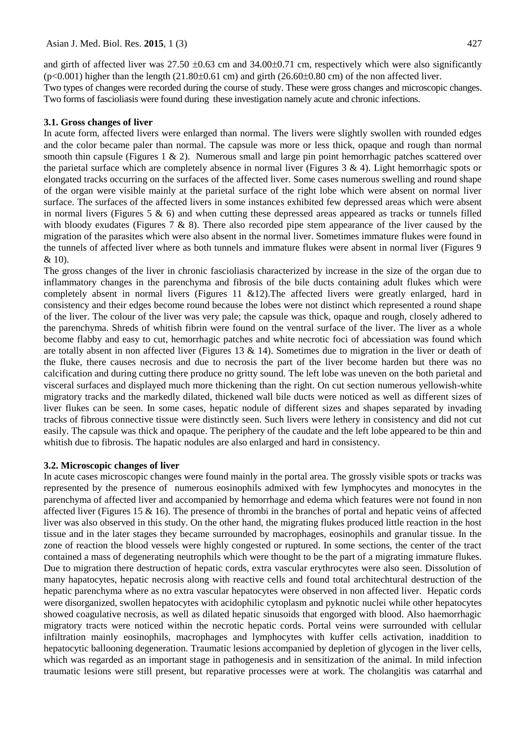and girth of affected liver was 27.50 ±0.63 cm and 34.00±0.71 cm, respectively which were also significantly ($p<0.001$) higher than the length (21.80±0.61 cm) and girth (26.60±0.80 cm) of the non affected liver.
Two types of changes were recorded during the course of study. These were gross changes and microscopic changes. Two forms of fascioliasis were found during these investigation namely acute and chronic infections.

### 3.1. Gross changes of liver

In acute form, affected livers were enlarged than normal. The livers were slightly swollen with rounded edges and the color became paler than normal. The capsule was more or less thick, opaque and rough than normal smooth thin capsule (Figures 1 & 2). Numerous small and large pin point hemorrhagic patches scattered over the parietal surface which are completely absence in normal liver (Figures 3 & 4). Light hemorrhagic spots or elongated tracks occurring on the surfaces of the affected liver. Some cases numerous swelling and round shape of the organ were visible mainly at the parietal surface of the right lobe which were absent on normal liver surface. The surfaces of the affected livers in some instances exhibited few depressed areas which were absent in normal livers (Figures 5 & 6) and when cutting these depressed areas appeared as tracks or tunnels filled with bloody exudates (Figures 7 & 8). There also recorded pipe stem appearance of the liver caused by the migration of the parasites which were also absent in the normal liver. Sometimes immature flukes were found in the tunnels of affected liver where as both tunnels and immature flukes were absent in normal liver (Figures 9 & 10).

The gross changes of the liver in chronic fascioliasis characterized by increase in the size of the organ due to inflammatory changes in the parenchyma and fibrosis of the bile ducts containing adult flukes which were completely absent in normal livers (Figures 11 &12).The affected livers were greatly enlarged, hard in consistency and their edges become round because the lobes were not distinct which represented a round shape of the liver. The colour of the liver was very pale; the capsule was thick, opaque and rough, closely adhered to the parenchyma. Shreds of whitish fibrin were found on the ventral surface of the liver. The liver as a whole become flabby and easy to cut, hemorrhagic patches and white necrotic foci of abcessiation was found which are totally absent in non affected liver (Figures 13 & 14). Sometimes due to migration in the liver or death of the fluke, there causes necrosis and due to necrosis the part of the liver become harden but there was no calcification and during cutting there produce no gritty sound. The left lobe was uneven on the both parietal and visceral surfaces and displayed much more thickening than the right. On cut section numerous yellowish-white migratory tracks and the markedly dilated, thickened wall bile ducts were noticed as well as different sizes of liver flukes can be seen. In some cases, hepatic nodule of different sizes and shapes separated by invading tracks of fibrous connective tissue were distinctly seen. Such livers were lethery in consistency and did not cut easily. The capsule was thick and opaque. The periphery of the caudate and the left lobe appeared to be thin and whitish due to fibrosis. The hapatic nodules are also enlarged and hard in consistency.

### 3.2. Microscopic changes of liver

In acute cases microscopic changes were found mainly in the portal area. The grossly visible spots or tracks was represented by the presence of numerous eosinophils admixed with few lymphocytes and monocytes in the parenchyma of affected liver and accompanied by hemorrhage and edema which features were not found in non affected liver (Figures 15 & 16). The presence of thrombi in the branches of portal and hepatic veins of affected liver was also observed in this study. On the other hand, the migrating flukes produced little reaction in the host tissue and in the later stages they became surrounded by macrophages, eosinophils and granular tissue. In the zone of reaction the blood vessels were highly congested or ruptured. In some sections, the center of the tract contained a mass of degenerating neutrophils which were thought to be the part of a migrating immature flukes. Due to migration there destruction of hepatic cords, extra vascular erythrocytes were also seen. Dissolution of many hapatocytes, hepatic necrosis along with reactive cells and found total architechtural destruction of the hepatic parenchyma where as no extra vascular hepatocytes were observed in non affected liver. Hepatic cords were disorganized, swollen hepatocytes with acidophilic cytoplasm and pyknotic nuclei while other hepatocytes showed coagulative necrosis, as well as dilated hepatic sinusoids that engorged with blood. Also haemorrhagic migratory tracts were noticed within the necrotic hepatic cords. Portal veins were surrounded with cellular infiltration mainly eosinophils, macrophages and lymphocytes with kuffer cells activation, inaddition to hepatocytic ballooning degeneration. Traumatic lesions accompanied by depletion of glycogen in the liver cells, which was regarded as an important stage in pathogenesis and in sensitization of the animal. In mild infection traumatic lesions were still present, but reparative processes were at work. The cholangitis was catarrhal and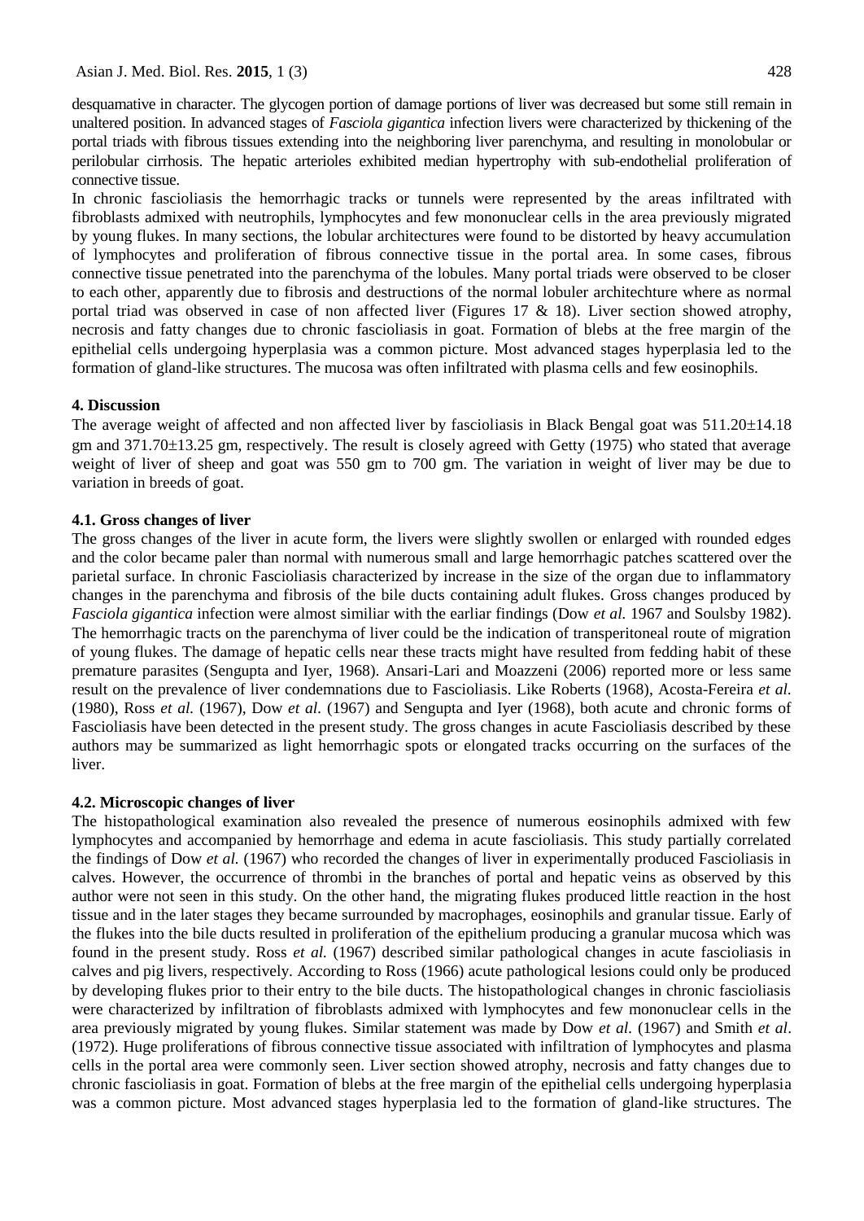desquamative in character. The glycogen portion of damage portions of liver was decreased but some still remain in unaltered position. In advanced stages of *Fasciola gigantica* infection livers were characterized by thickening of the portal triads with fibrous tissues extending into the neighboring liver parenchyma, and resulting in monolobular or perilobular cirrhosis. The hepatic arterioles exhibited median hypertrophy with sub-endothelial proliferation of connective tissue.

In chronic fascioliasis the hemorrhagic tracks or tunnels were represented by the areas infiltrated with fibroblasts admixed with neutrophils, lymphocytes and few mononuclear cells in the area previously migrated by young flukes. In many sections, the lobular architectures were found to be distorted by heavy accumulation of lymphocytes and proliferation of fibrous connective tissue in the portal area. In some cases, fibrous connective tissue penetrated into the parenchyma of the lobules. Many portal triads were observed to be closer to each other, apparently due to fibrosis and destructions of the normal lobuler architechture where as normal portal triad was observed in case of non affected liver (Figures 17 & 18). Liver section showed atrophy, necrosis and fatty changes due to chronic fascioliasis in goat. Formation of blebs at the free margin of the epithelial cells undergoing hyperplasia was a common picture. Most advanced stages hyperplasia led to the formation of gland-like structures. The mucosa was often infiltrated with plasma cells and few eosinophils.

## 4. Discussion

The average weight of affected and non affected liver by fascioliasis in Black Bengal goat was 511.20±14.18 gm and 371.70±13.25 gm, respectively. The result is closely agreed with Getty (1975) who stated that average weight of liver of sheep and goat was 550 gm to 700 gm. The variation in weight of liver may be due to variation in breeds of goat.

### 4.1. Gross changes of liver

The gross changes of the liver in acute form, the livers were slightly swollen or enlarged with rounded edges and the color became paler than normal with numerous small and large hemorrhagic patches scattered over the parietal surface. In chronic Fascioliasis characterized by increase in the size of the organ due to inflammatory changes in the parenchyma and fibrosis of the bile ducts containing adult flukes. Gross changes produced by *Fasciola gigantica* infection were almost similiar with the earliar findings (Dow *et al.* 1967 and Soulsby 1982). The hemorrhagic tracts on the parenchyma of liver could be the indication of transperitoneal route of migration of young flukes. The damage of hepatic cells near these tracts might have resulted from fedding habit of these premature parasites (Sengupta and Iyer, 1968). Ansari-Lari and Moazzeni (2006) reported more or less same result on the prevalence of liver condemnations due to Fascioliasis. Like Roberts (1968), Acosta-Fereira *et al.* (1980), Ross *et al.* (1967), Dow *et al.* (1967) and Sengupta and Iyer (1968), both acute and chronic forms of Fascioliasis have been detected in the present study. The gross changes in acute Fascioliasis described by these authors may be summarized as light hemorrhagic spots or elongated tracks occurring on the surfaces of the liver.

### 4.2. Microscopic changes of liver

The histopathological examination also revealed the presence of numerous eosinophils admixed with few lymphocytes and accompanied by hemorrhage and edema in acute fascioliasis. This study partially correlated the findings of Dow *et al.* (1967) who recorded the changes of liver in experimentally produced Fascioliasis in calves. However, the occurrence of thrombi in the branches of portal and hepatic veins as observed by this author were not seen in this study. On the other hand, the migrating flukes produced little reaction in the host tissue and in the later stages they became surrounded by macrophages, eosinophils and granular tissue. Early of the flukes into the bile ducts resulted in proliferation of the epithelium producing a granular mucosa which was found in the present study. Ross *et al.* (1967) described similar pathological changes in acute fascioliasis in calves and pig livers, respectively. According to Ross (1966) acute pathological lesions could only be produced by developing flukes prior to their entry to the bile ducts. The histopathological changes in chronic fascioliasis were characterized by infiltration of fibroblasts admixed with lymphocytes and few mononuclear cells in the area previously migrated by young flukes. Similar statement was made by Dow *et al.* (1967) and Smith *et al*. (1972). Huge proliferations of fibrous connective tissue associated with infiltration of lymphocytes and plasma cells in the portal area were commonly seen. Liver section showed atrophy, necrosis and fatty changes due to chronic fascioliasis in goat. Formation of blebs at the free margin of the epithelial cells undergoing hyperplasia was a common picture. Most advanced stages hyperplasia led to the formation of gland-like structures. The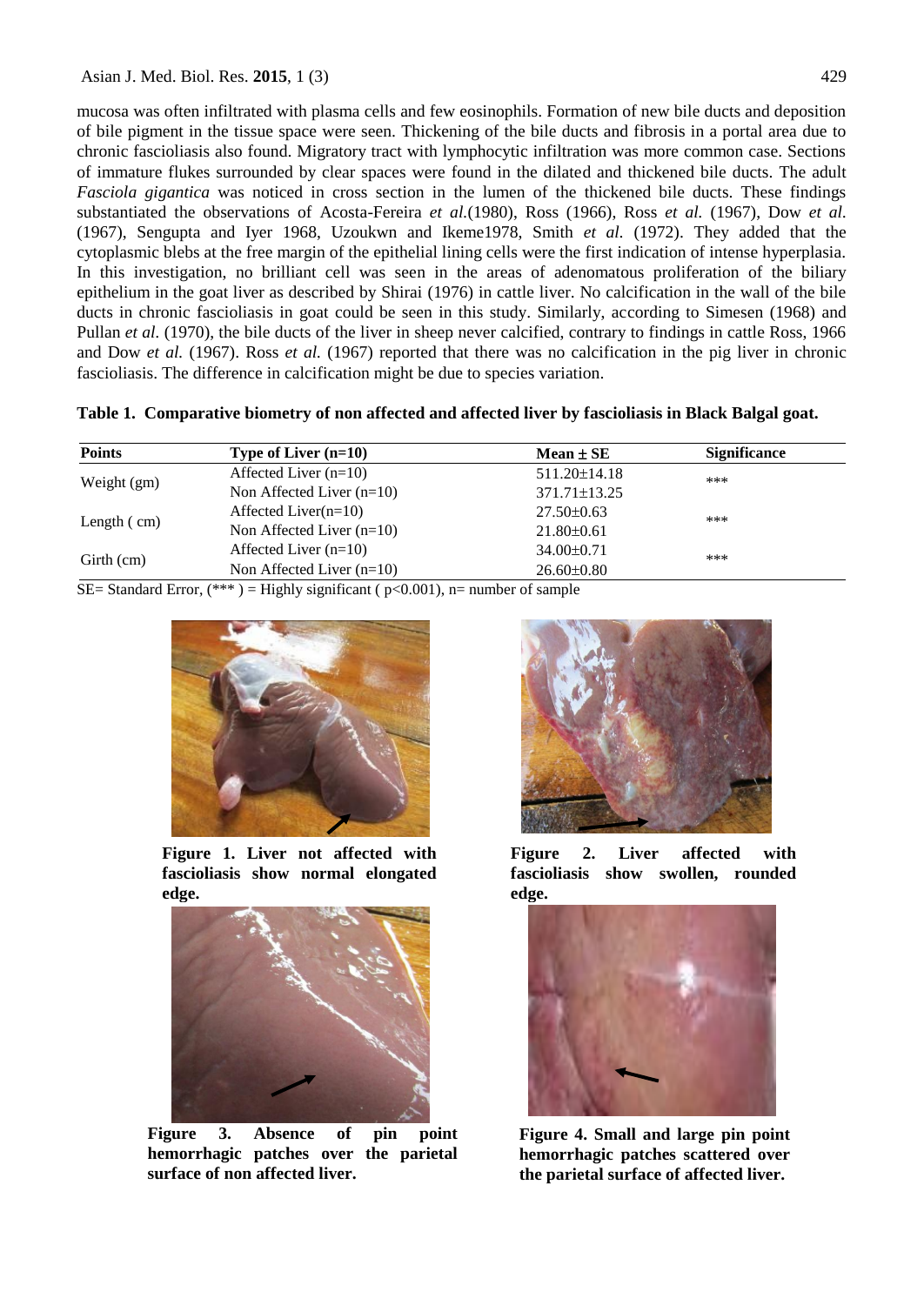mucosa was often infiltrated with plasma cells and few eosinophils. Formation of new bile ducts and deposition of bile pigment in the tissue space were seen. Thickening of the bile ducts and fibrosis in a portal area due to chronic fascioliasis also found. Migratory tract with lymphocytic infiltration was more common case. Sections of immature flukes surrounded by clear spaces were found in the dilated and thickened bile ducts. The adult *Fasciola gigantica* was noticed in cross section in the lumen of the thickened bile ducts. These findings substantiated the observations of Acosta-Fereira *et al.*(1980), Ross (1966), Ross *et al.* (1967), Dow *et al.* (1967), Sengupta and Iyer 1968, Uzoukwn and Ikeme1978, Smith *et al.* (1972). They added that the cytoplasmic blebs at the free margin of the epithelial lining cells were the first indication of intense hyperplasia. In this investigation, no brilliant cell was seen in the areas of adenomatous proliferation of the biliary epithelium in the goat liver as described by Shirai (1976) in cattle liver. No calcification in the wall of the bile ducts in chronic fascioliasis in goat could be seen in this study. Similarly, according to Simesen (1968) and Pullan *et al.* (1970), the bile ducts of the liver in sheep never calcified, contrary to findings in cattle Ross, 1966 and Dow *et al.* (1967). Ross *et al.* (1967) reported that there was no calcification in the pig liver in chronic fascioliasis. The difference in calcification might be due to species variation.

**Table 1. Comparative biometry of non affected and affected liver by fascioliasis in Black Balgal goat.**

| Points | Type of Liver (n=10) | Mean ± SE | Significance |
|---|---|---|---|
| Weight (gm) | Affected Liver (n=10) | 511.20±14.18 | *** |
| | Non Affected Liver (n=10) | 371.71±13.25 | |
| Length ( cm) | Affected Liver(n=10) | 27.50±0.63 | *** |
| | Non Affected Liver (n=10) | 21.80±0.61 | |
| Girth (cm) | Affected Liver (n=10) | 34.00±0.71 | *** |
| | Non Affected Liver (n=10) | 26.60±0.80 | |

SE= Standard Error, (*** ) = Highly significant ( $p<0.001$), n= number of sample

**Figure 1. Liver not affected with fascioliasis show normal elongated edge.**

**Figure 2. Liver affected with fascioliasis show swollen, rounded edge.**

**Figure 3. Absence of pin point hemorrhagic patches over the parietal surface of non affected liver.**

**Figure 4. Small and large pin point hemorrhagic patches scattered over the parietal surface of affected liver.**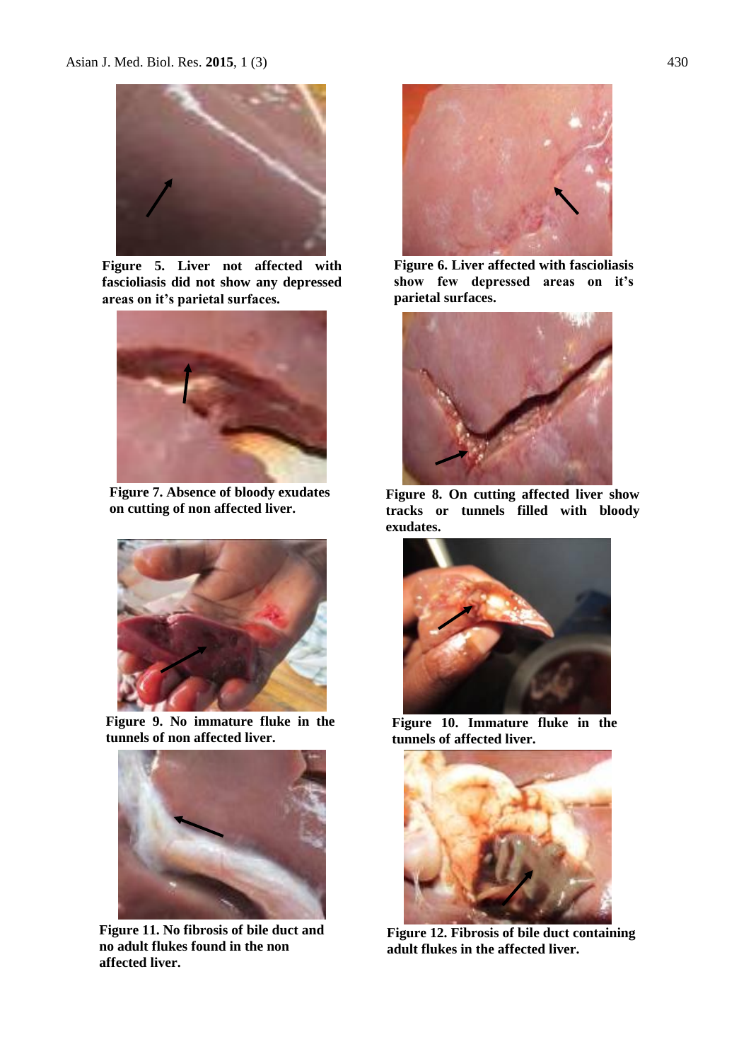**Figure 5. Liver not affected with fascioliasis did not show any depressed areas on it's parietal surfaces.**

**Figure 6. Liver affected with fascioliasis show few depressed areas on it's parietal surfaces.**

**Figure 7. Absence of bloody exudates on cutting of non affected liver.**

**Figure 8. On cutting affected liver show tracks or tunnels filled with bloody exudates.**

**Figure 9. No immature fluke in the tunnels of non affected liver.**

**Figure 10. Immature fluke in the tunnels of affected liver.**

**Figure 11. No fibrosis of bile duct and no adult flukes found in the non affected liver.**

**Figure 12. Fibrosis of bile duct containing adult flukes in the affected liver.**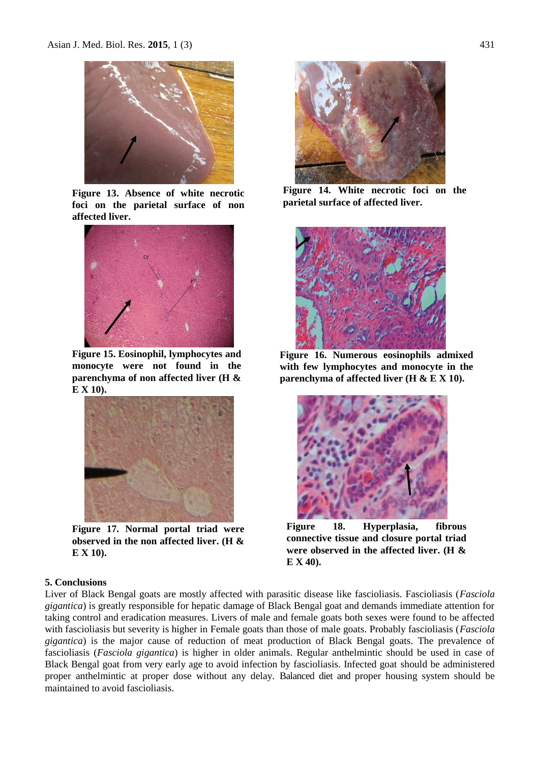**Figure 13. Absence of white necrotic foci on the parietal surface of non affected liver.**

**Figure 14. White necrotic foci on the parietal surface of affected liver.**

**Figure 15. Eosinophil, lymphocytes and monocyte were not found in the parenchyma of non affected liver (H & E X 10).**

**Figure 16. Numerous eosinophils admixed with few lymphocytes and monocyte in the parenchyma of affected liver (H & E X 10).**

**Figure 17. Normal portal triad were observed in the non affected liver. (H & E X 10).**

**Figure 18. Hyperplasia, fibrous connective tissue and closure portal triad were observed in the affected liver. (H & E X 40).**

## 5. Conclusions

Liver of Black Bengal goats are mostly affected with parasitic disease like fascioliasis. Fascioliasis (*Fasciola gigantica*) is greatly responsible for hepatic damage of Black Bengal goat and demands immediate attention for taking control and eradication measures. Livers of male and female goats both sexes were found to be affected with fascioliasis but severity is higher in Female goats than those of male goats. Probably fascioliasis (*Fasciola gigantica*) is the major cause of reduction of meat production of Black Bengal goats. The prevalence of fascioliasis (*Fasciola gigantica*) is higher in older animals. Regular anthelmintic should be used in case of Black Bengal goat from very early age to avoid infection by fascioliasis. Infected goat should be administered proper anthelmintic at proper dose without any delay. Balanced diet and proper housing system should be maintained to avoid fascioliasis.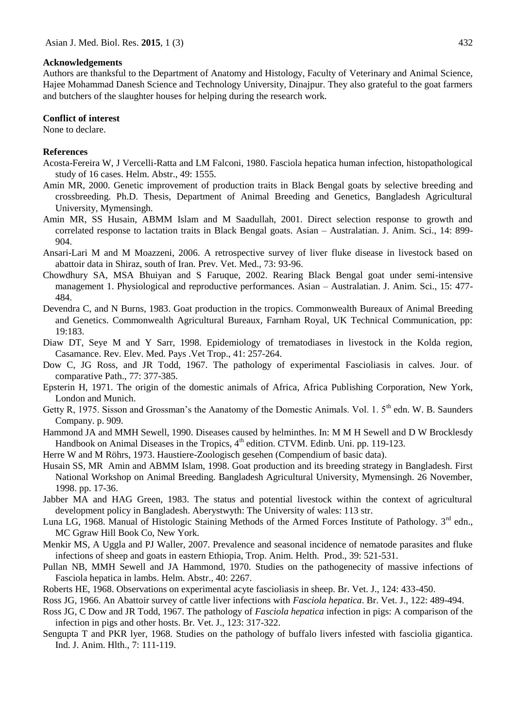**Acknowledgements**

Authors are thanksful to the Department of Anatomy and Histology, Faculty of Veterinary and Animal Science, Hajee Mohammad Danesh Science and Technology University, Dinajpur. They also grateful to the goat farmers and butchers of the slaughter houses for helping during the research work.

**Conflict of interest**

None to declare.

**References**

Acosta-Fereira W, J Vercelli-Ratta and LM Falconi, 1980. Fasciola hepatica human infection, histopathological study of 16 cases. Helm. Abstr., 49: 1555.

Amin MR, 2000. Genetic improvement of production traits in Black Bengal goats by selective breeding and crossbreeding. Ph.D. Thesis, Department of Animal Breeding and Genetics, Bangladesh Agricultural University, Mymensingh.

Amin MR, SS Husain, ABMM Islam and M Saadullah, 2001. Direct selection response to growth and correlated response to lactation traits in Black Bengal goats. Asian – Australatian. J. Anim. Sci., 14: 899-904.

Ansari-Lari M and M Moazzeni, 2006. A retrospective survey of liver fluke disease in livestock based on abattoir data in Shiraz, south of Iran. Prev. Vet. Med., 73: 93-96.

Chowdhury SA, MSA Bhuiyan and S Faruque, 2002. Rearing Black Bengal goat under semi-intensive management 1. Physiological and reproductive performances. Asian – Australatian. J. Anim. Sci., 15: 477-484.

Devendra C, and N Burns, 1983. Goat production in the tropics. Commonwealth Bureaux of Animal Breeding and Genetics. Commonwealth Agricultural Bureaux, Farnham Royal, UK Technical Communication, pp: 19:183.

Diaw DT, Seye M and Y Sarr, 1998. Epidemiology of trematodiases in livestock in the Kolda region, Casamance. Rev. Elev. Med. Pays .Vet Trop., 41: 257-264.

Dow C, JG Ross, and JR Todd, 1967. The pathology of experimental Fascioliasis in calves. Jour. of comparative Path., 77: 377-385.

Epsterin H, 1971. The origin of the domestic animals of Africa, Africa Publishing Corporation, New York, London and Munich.

Getty R, 1975. Sisson and Grossman's the Aanatomy of the Domestic Animals. Vol. 1. 5th edn. W. B. Saunders Company. p. 909.

Hammond JA and MMH Sewell, 1990. Diseases caused by helminthes. In: M M H Sewell and D W Brocklesdy Handbook on Animal Diseases in the Tropics, 4th edition. CTVM. Edinb. Uni. pp. 119-123.

Herre W and M Röhrs, 1973. Haustiere-Zoologisch gesehen (Compendium of basic data).

Husain SS, MR Amin and ABMM Islam, 1998. Goat production and its breeding strategy in Bangladesh. First National Workshop on Animal Breeding. Bangladesh Agricultural University, Mymensingh. 26 November, 1998. pp. 17-36.

Jabber MA and HAG Green, 1983. The status and potential livestock within the context of agricultural development policy in Bangladesh. Aberystwyth: The University of wales: 113 str.

Luna LG, 1968. Manual of Histologic Staining Methods of the Armed Forces Institute of Pathology. 3rd edn., MC Ggraw Hill Book Co, New York.

Menkir MS, A Uggla and PJ Waller, 2007. Prevalence and seasonal incidence of nematode parasites and fluke infections of sheep and goats in eastern Ethiopia, Trop. Anim. Helth. Prod., 39: 521-531.

Pullan NB, MMH Sewell and JA Hammond, 1970. Studies on the pathogenecity of massive infections of Fasciola hepatica in lambs. Helm. Abstr., 40: 2267.

Roberts HE, 1968. Observations on experimental acyte fascioliasis in sheep. Br. Vet. J., 124: 433-450.

Ross JG, 1966. An Abattoir survey of cattle liver infections with *Fasciola hepatica*. Br. Vet. J., 122: 489-494.

Ross JG, C Dow and JR Todd, 1967. The pathology of *Fasciola hepatica* infection in pigs: A comparison of the infection in pigs and other hosts. Br. Vet. J., 123: 317-322.

Sengupta T and PKR lyer, 1968. Studies on the pathology of buffalo livers infested with fasciolia gigantica. Ind. J. Anim. Hlth., 7: 111-119.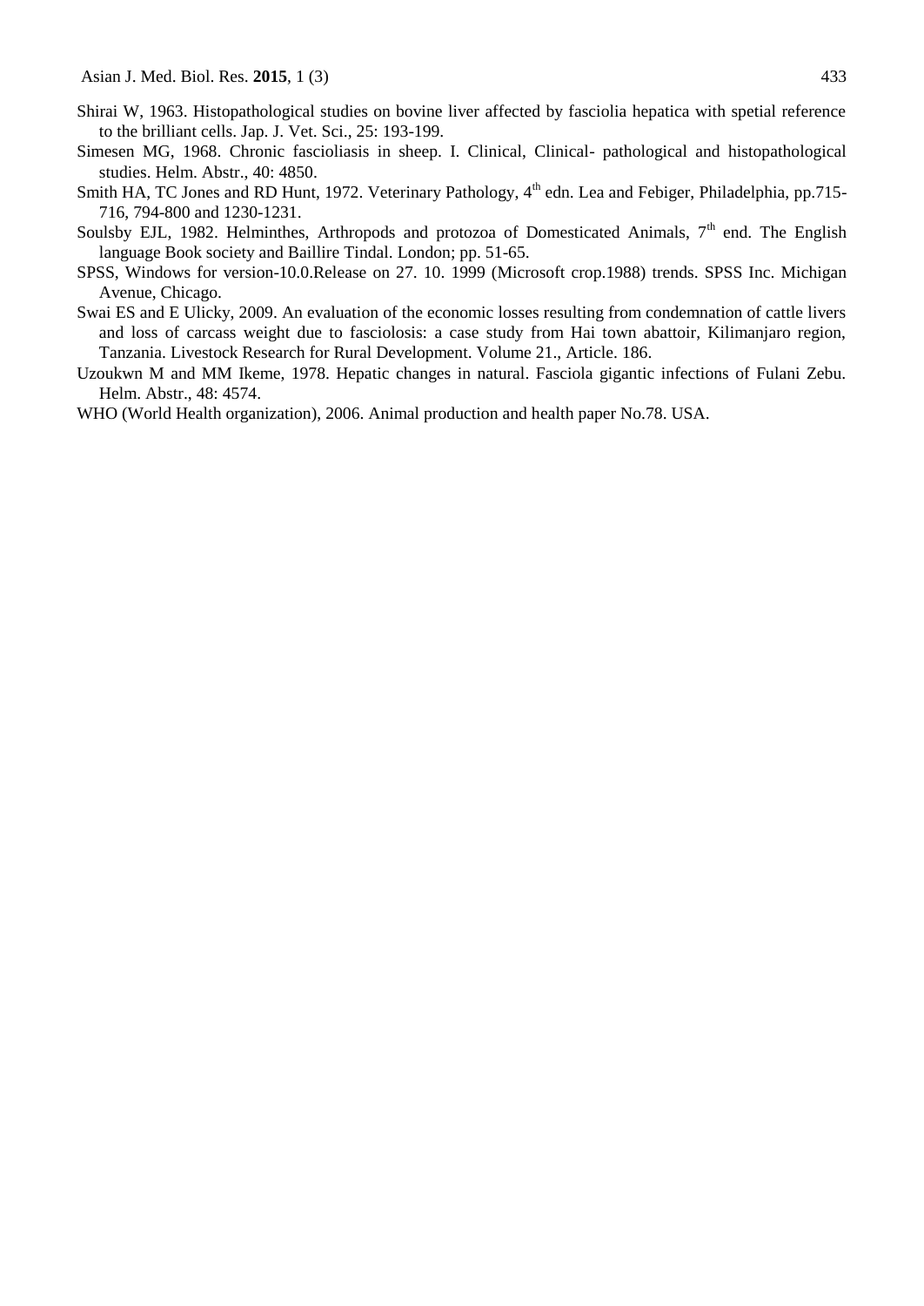Shirai W, 1963. Histopathological studies on bovine liver affected by fasciolia hepatica with spetial reference to the brilliant cells. Jap. J. Vet. Sci., 25: 193-199.

Simesen MG, 1968. Chronic fascioliasis in sheep. I. Clinical, Clinical- pathological and histopathological studies. Helm. Abstr., 40: 4850.

Smith HA, TC Jones and RD Hunt, 1972. Veterinary Pathology, 4th edn. Lea and Febiger, Philadelphia, pp.715-716, 794-800 and 1230-1231.

Soulsby EJL, 1982. Helminthes, Arthropods and protozoa of Domesticated Animals, 7th end. The English language Book society and Baillire Tindal. London; pp. 51-65.

SPSS, Windows for version-10.0.Release on 27. 10. 1999 (Microsoft crop.1988) trends. SPSS Inc. Michigan Avenue, Chicago.

Swai ES and E Ulicky, 2009. An evaluation of the economic losses resulting from condemnation of cattle livers and loss of carcass weight due to fasciolosis: a case study from Hai town abattoir, Kilimanjaro region, Tanzania. Livestock Research for Rural Development. Volume 21., Article. 186.

Uzoukwn M and MM Ikeme, 1978. Hepatic changes in natural. Fasciola gigantic infections of Fulani Zebu. Helm. Abstr., 48: 4574.

WHO (World Health organization), 2006. Animal production and health paper No.78. USA.